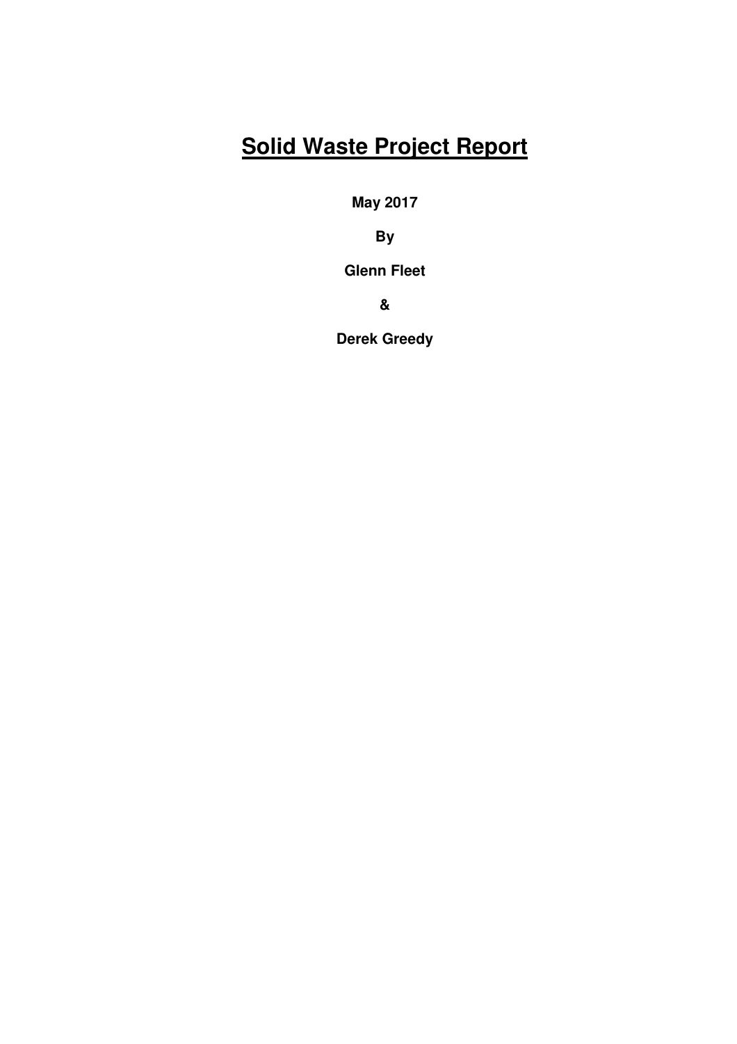# Solid Waste Project Report

**May 2017**

**By**

**Glenn Fleet**

**&**

**Derek Greedy**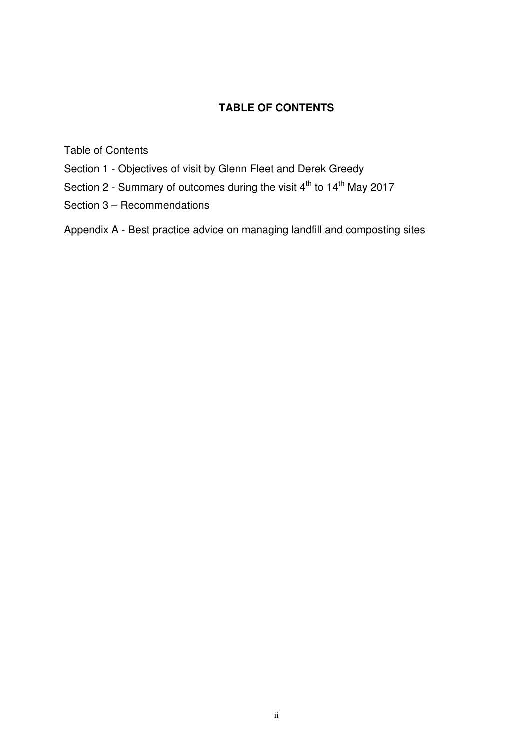# TABLE OF CONTENTS

Table of Contents

Section 1 - Objectives of visit by Glenn Fleet and Derek Greedy

Section 2 - Summary of outcomes during the visit 4th to 14th May 2017

Section 3 – Recommendations

Appendix A - Best practice advice on managing landfill and composting sites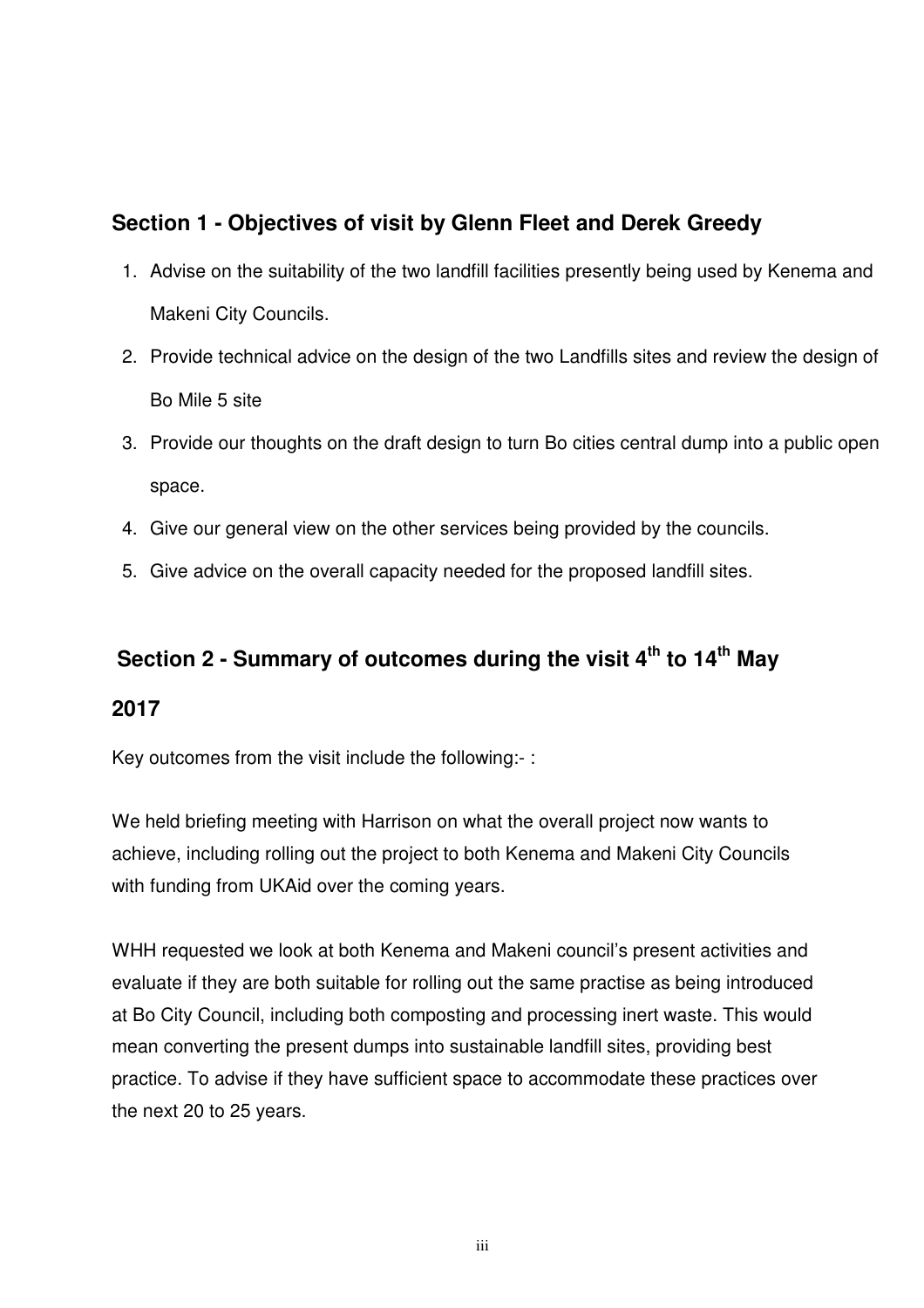## Section 1 - Objectives of visit by Glenn Fleet and Derek Greedy

1. Advise on the suitability of the two landfill facilities presently being used by Kenema and Makeni City Councils.
2. Provide technical advice on the design of the two Landfills sites and review the design of Bo Mile 5 site
3. Provide our thoughts on the draft design to turn Bo cities central dump into a public open space.
4. Give our general view on the other services being provided by the councils.
5. Give advice on the overall capacity needed for the proposed landfill sites.

## Section 2 - Summary of outcomes during the visit 4th to 14th May 2017

Key outcomes from the visit include the following:- :

We held briefing meeting with Harrison on what the overall project now wants to achieve, including rolling out the project to both Kenema and Makeni City Councils with funding from UKAid over the coming years.

WHH requested we look at both Kenema and Makeni council's present activities and evaluate if they are both suitable for rolling out the same practise as being introduced at Bo City Council, including both composting and processing inert waste. This would mean converting the present dumps into sustainable landfill sites, providing best practice. To advise if they have sufficient space to accommodate these practices over the next 20 to 25 years.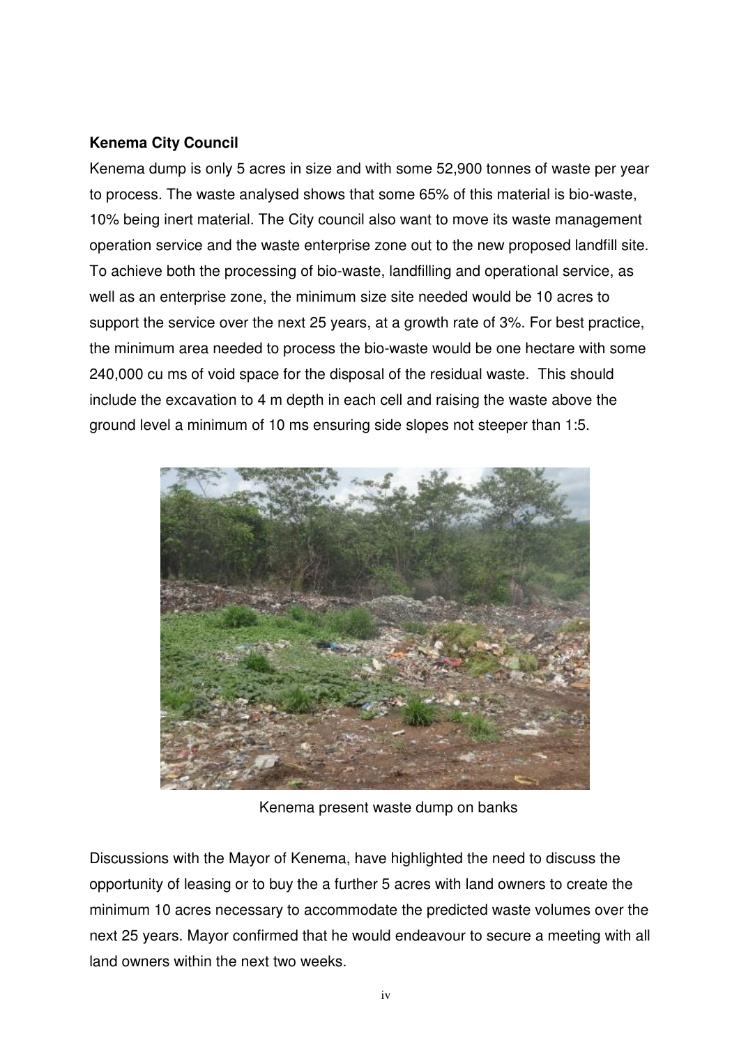**Kenema City Council**

Kenema dump is only 5 acres in size and with some 52,900 tonnes of waste per year to process. The waste analysed shows that some 65% of this material is bio-waste, 10% being inert material. The City council also want to move its waste management operation service and the waste enterprise zone out to the new proposed landfill site. To achieve both the processing of bio-waste, landfilling and operational service, as well as an enterprise zone, the minimum size site needed would be 10 acres to support the service over the next 25 years, at a growth rate of 3%. For best practice, the minimum area needed to process the bio-waste would be one hectare with some 240,000 cu ms of void space for the disposal of the residual waste. This should include the excavation to 4 m depth in each cell and raising the waste above the ground level a minimum of 10 ms ensuring side slopes not steeper than 1:5.

Kenema present waste dump on banks

Discussions with the Mayor of Kenema, have highlighted the need to discuss the opportunity of leasing or to buy the a further 5 acres with land owners to create the minimum 10 acres necessary to accommodate the predicted waste volumes over the next 25 years. Mayor confirmed that he would endeavour to secure a meeting with all land owners within the next two weeks.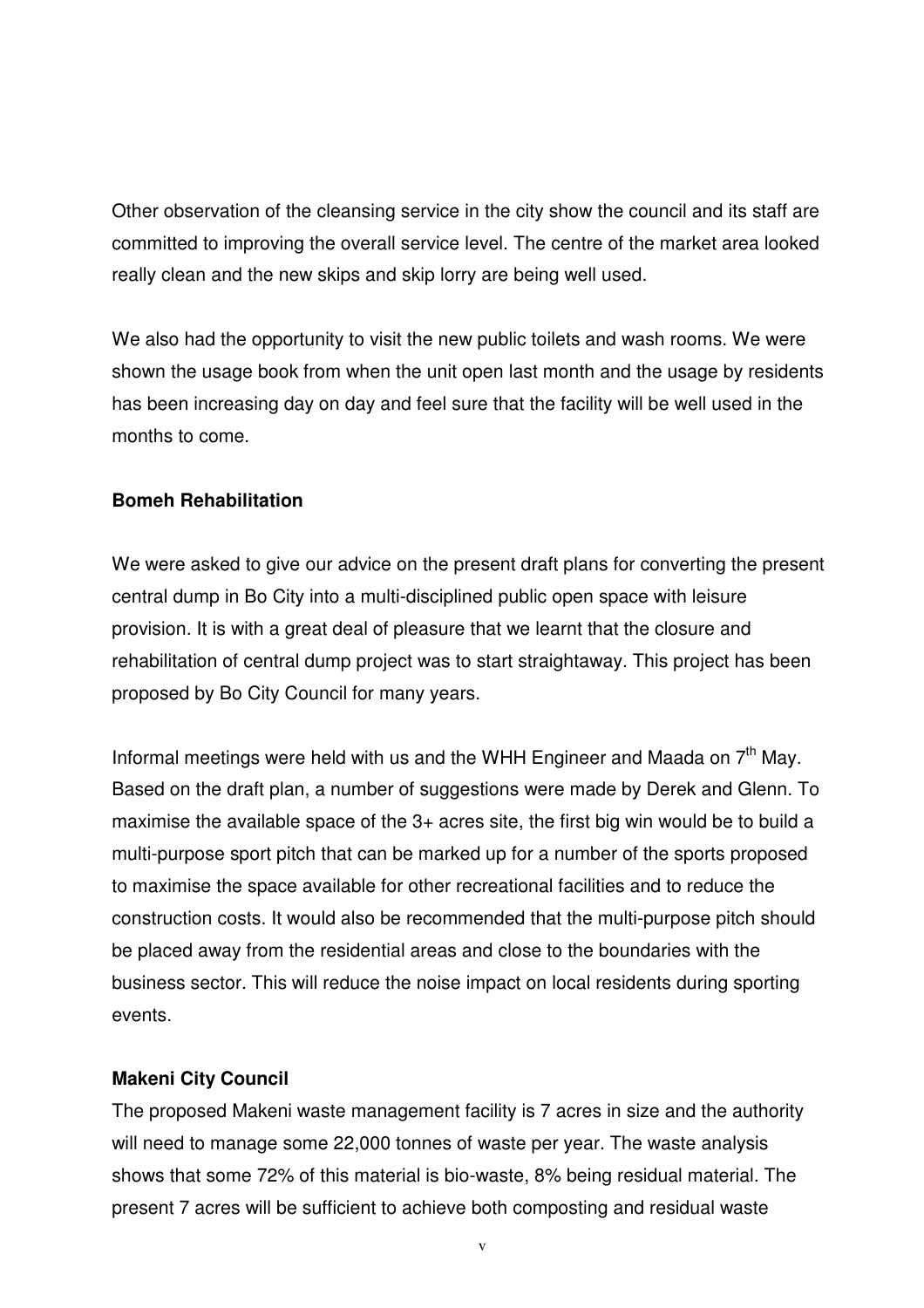Other observation of the cleansing service in the city show the council and its staff are committed to improving the overall service level. The centre of the market area looked really clean and the new skips and skip lorry are being well used.

We also had the opportunity to visit the new public toilets and wash rooms. We were shown the usage book from when the unit open last month and the usage by residents has been increasing day on day and feel sure that the facility will be well used in the months to come.

**Bomeh Rehabilitation**

We were asked to give our advice on the present draft plans for converting the present central dump in Bo City into a multi-disciplined public open space with leisure provision. It is with a great deal of pleasure that we learnt that the closure and rehabilitation of central dump project was to start straightaway. This project has been proposed by Bo City Council for many years.

Informal meetings were held with us and the WHH Engineer and Maada on 7th May. Based on the draft plan, a number of suggestions were made by Derek and Glenn. To maximise the available space of the 3+ acres site, the first big win would be to build a multi-purpose sport pitch that can be marked up for a number of the sports proposed to maximise the space available for other recreational facilities and to reduce the construction costs. It would also be recommended that the multi-purpose pitch should be placed away from the residential areas and close to the boundaries with the business sector. This will reduce the noise impact on local residents during sporting events.

**Makeni City Council**

The proposed Makeni waste management facility is 7 acres in size and the authority will need to manage some 22,000 tonnes of waste per year. The waste analysis shows that some 72% of this material is bio-waste, 8% being residual material. The present 7 acres will be sufficient to achieve both composting and residual waste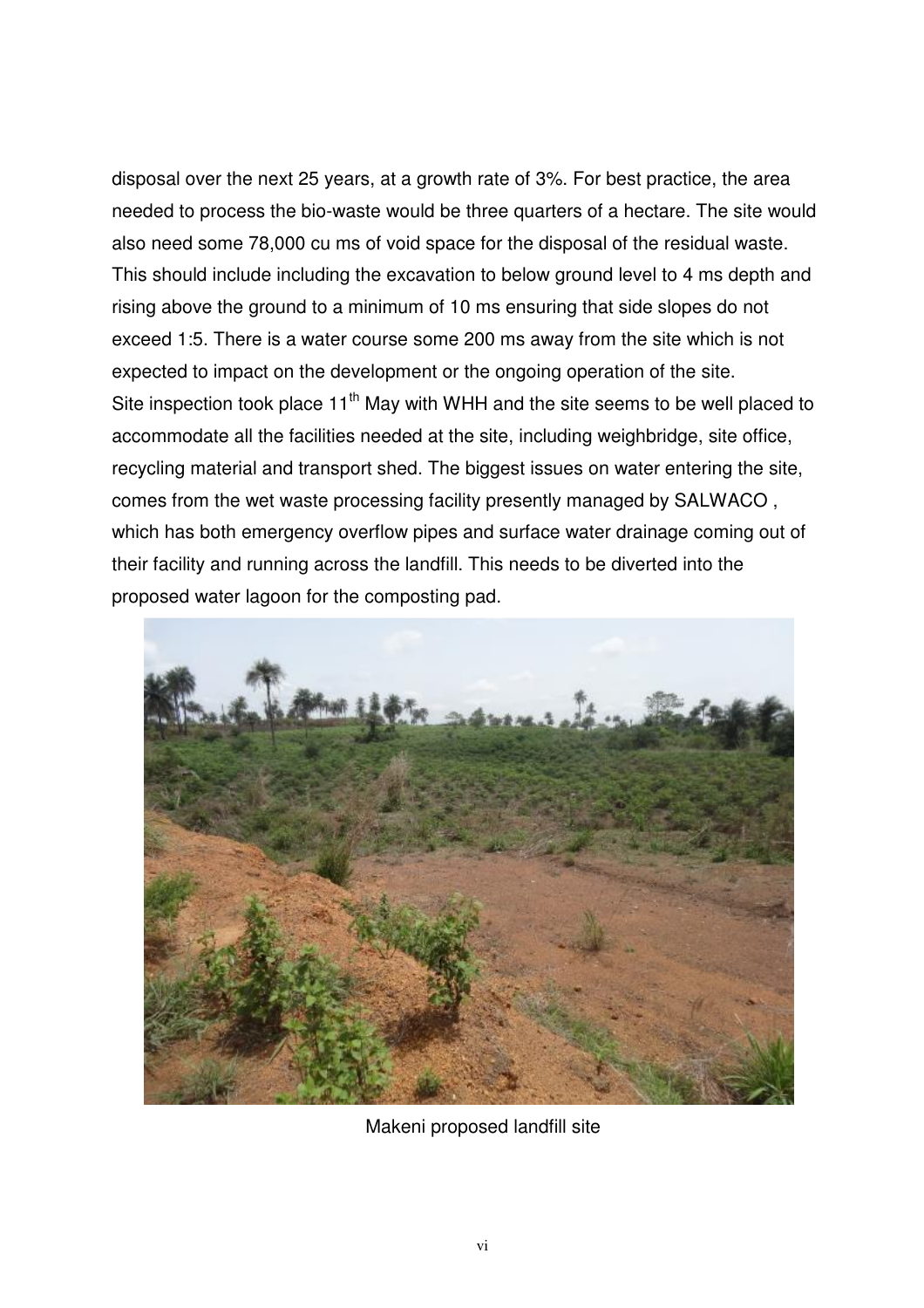disposal over the next 25 years, at a growth rate of 3%. For best practice, the area needed to process the bio-waste would be three quarters of a hectare. The site would also need some 78,000 cu ms of void space for the disposal of the residual waste. This should include including the excavation to below ground level to 4 ms depth and rising above the ground to a minimum of 10 ms ensuring that side slopes do not exceed 1:5. There is a water course some 200 ms away from the site which is not expected to impact on the development or the ongoing operation of the site.

Site inspection took place 11th May with WHH and the site seems to be well placed to accommodate all the facilities needed at the site, including weighbridge, site office, recycling material and transport shed. The biggest issues on water entering the site, comes from the wet waste processing facility presently managed by SALWACO , which has both emergency overflow pipes and surface water drainage coming out of their facility and running across the landfill. This needs to be diverted into the proposed water lagoon for the composting pad.

Makeni proposed landfill site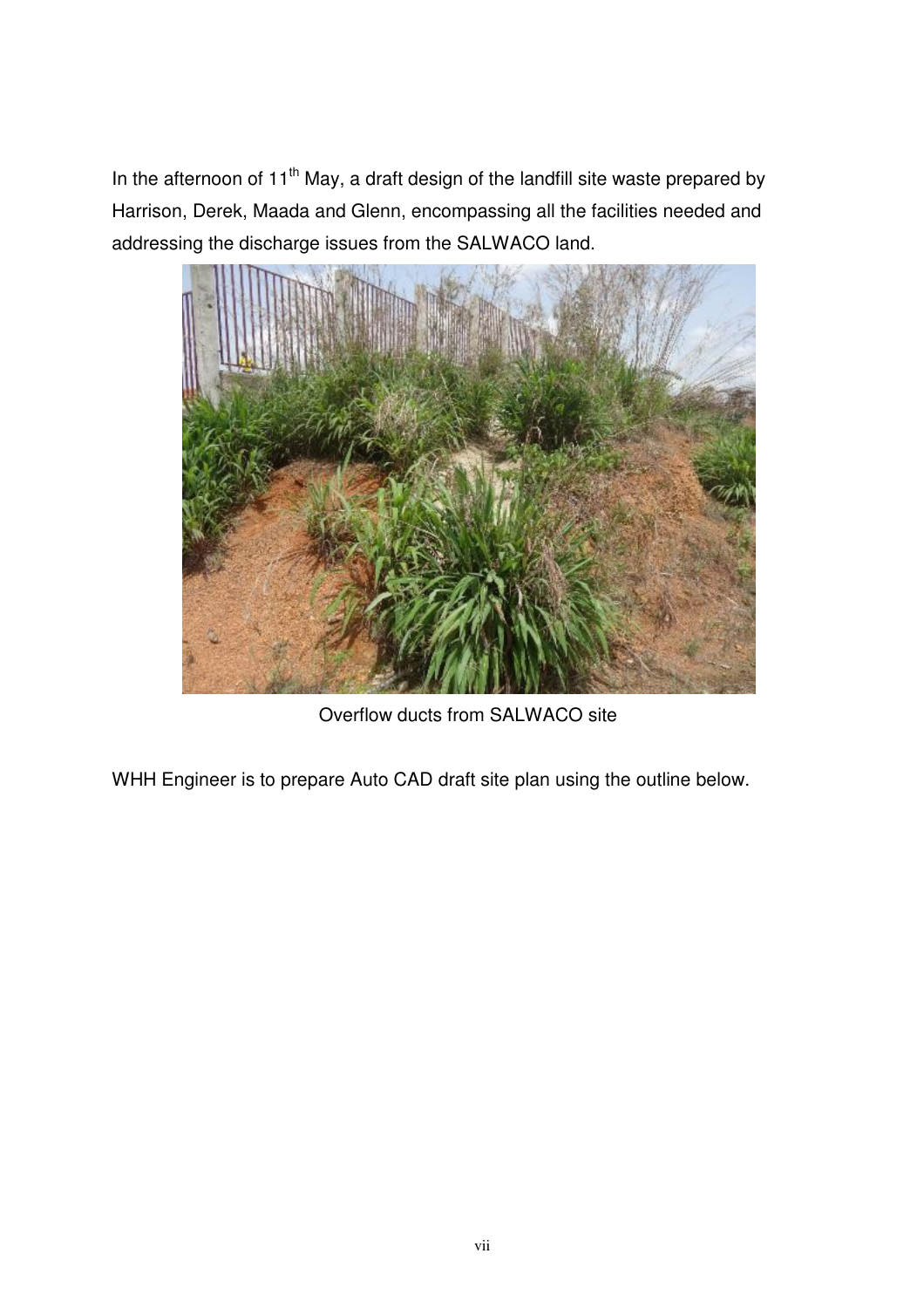In the afternoon of 11th May, a draft design of the landfill site waste prepared by Harrison, Derek, Maada and Glenn, encompassing all the facilities needed and addressing the discharge issues from the SALWACO land.

Overflow ducts from SALWACO site

WHH Engineer is to prepare Auto CAD draft site plan using the outline below.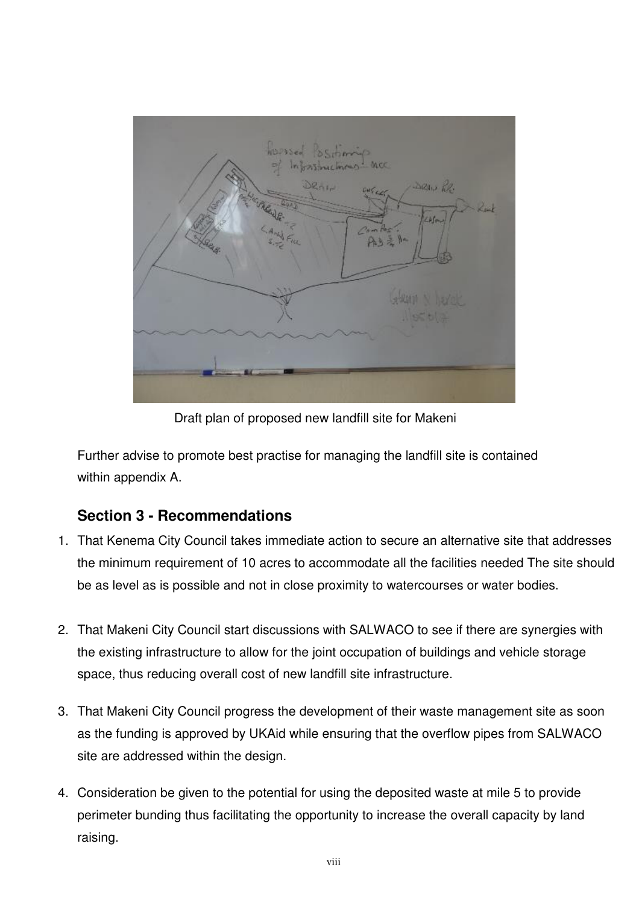Draft plan of proposed new landfill site for Makeni

Further advise to promote best practise for managing the landfill site is contained within appendix A.

## Section 3 - Recommendations

1. That Kenema City Council takes immediate action to secure an alternative site that addresses the minimum requirement of 10 acres to accommodate all the facilities needed The site should be as level as is possible and not in close proximity to watercourses or water bodies.

2. That Makeni City Council start discussions with SALWACO to see if there are synergies with the existing infrastructure to allow for the joint occupation of buildings and vehicle storage space, thus reducing overall cost of new landfill site infrastructure.

3. That Makeni City Council progress the development of their waste management site as soon as the funding is approved by UKAid while ensuring that the overflow pipes from SALWACO site are addressed within the design.

4. Consideration be given to the potential for using the deposited waste at mile 5 to provide perimeter bunding thus facilitating the opportunity to increase the overall capacity by land raising.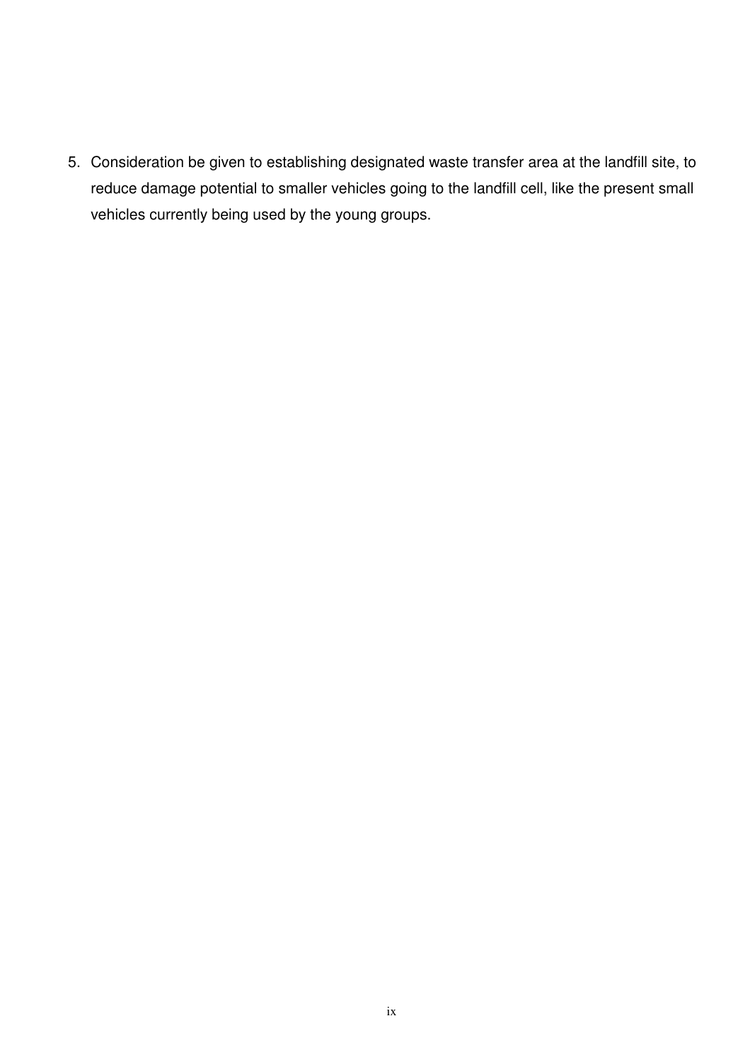5. Consideration be given to establishing designated waste transfer area at the landfill site, to reduce damage potential to smaller vehicles going to the landfill cell, like the present small vehicles currently being used by the young groups.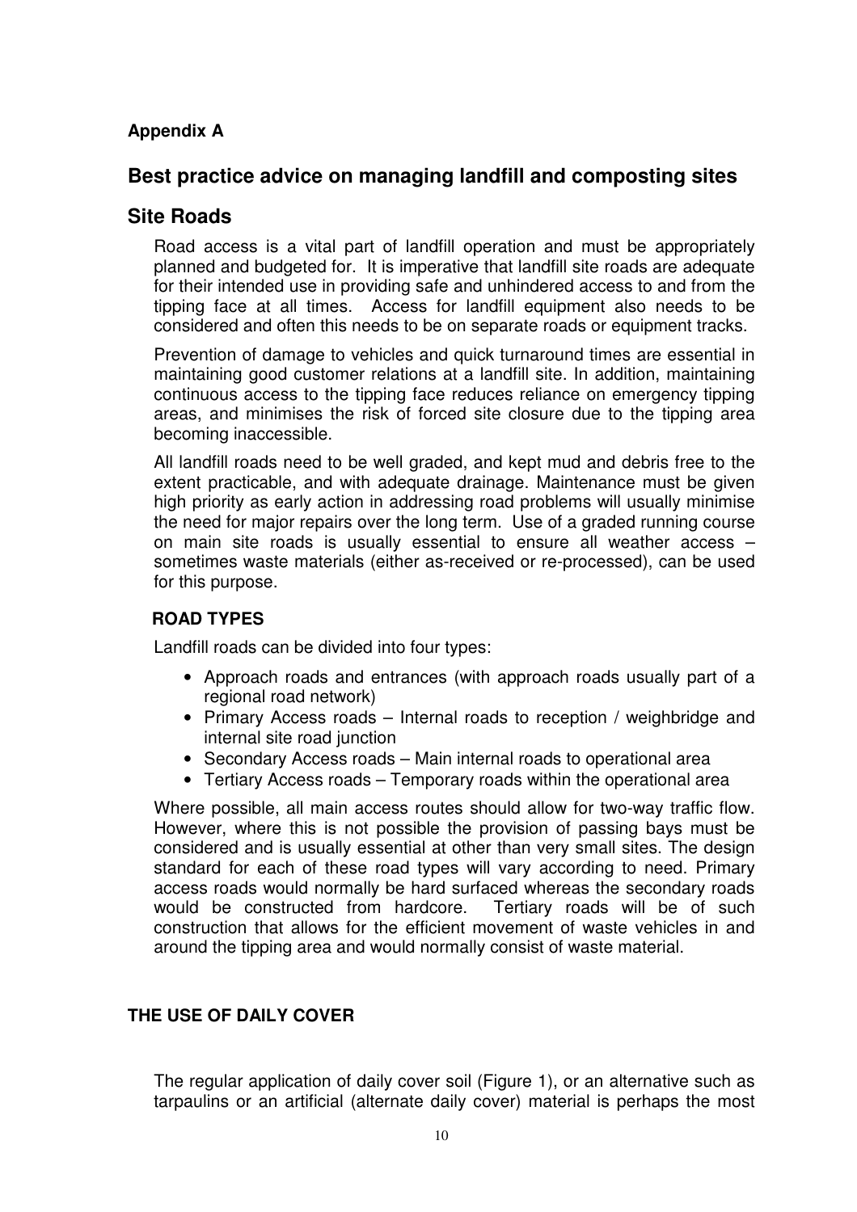**Appendix A**

## Best practice advice on managing landfill and composting sites

## Site Roads

Road access is a vital part of landfill operation and must be appropriately planned and budgeted for. It is imperative that landfill site roads are adequate for their intended use in providing safe and unhindered access to and from the tipping face at all times. Access for landfill equipment also needs to be considered and often this needs to be on separate roads or equipment tracks.

Prevention of damage to vehicles and quick turnaround times are essential in maintaining good customer relations at a landfill site. In addition, maintaining continuous access to the tipping face reduces reliance on emergency tipping areas, and minimises the risk of forced site closure due to the tipping area becoming inaccessible.

All landfill roads need to be well graded, and kept mud and debris free to the extent practicable, and with adequate drainage. Maintenance must be given high priority as early action in addressing road problems will usually minimise the need for major repairs over the long term. Use of a graded running course on main site roads is usually essential to ensure all weather access – sometimes waste materials (either as-received or re-processed), can be used for this purpose.

### ROAD TYPES

Landfill roads can be divided into four types:

- Approach roads and entrances (with approach roads usually part of a regional road network)
- Primary Access roads – Internal roads to reception / weighbridge and internal site road junction
- Secondary Access roads – Main internal roads to operational area
- Tertiary Access roads – Temporary roads within the operational area

Where possible, all main access routes should allow for two-way traffic flow. However, where this is not possible the provision of passing bays must be considered and is usually essential at other than very small sites. The design standard for each of these road types will vary according to need. Primary access roads would normally be hard surfaced whereas the secondary roads would be constructed from hardcore. Tertiary roads will be of such construction that allows for the efficient movement of waste vehicles in and around the tipping area and would normally consist of waste material.

### THE USE OF DAILY COVER

The regular application of daily cover soil (Figure 1), or an alternative such as tarpaulins or an artificial (alternate daily cover) material is perhaps the most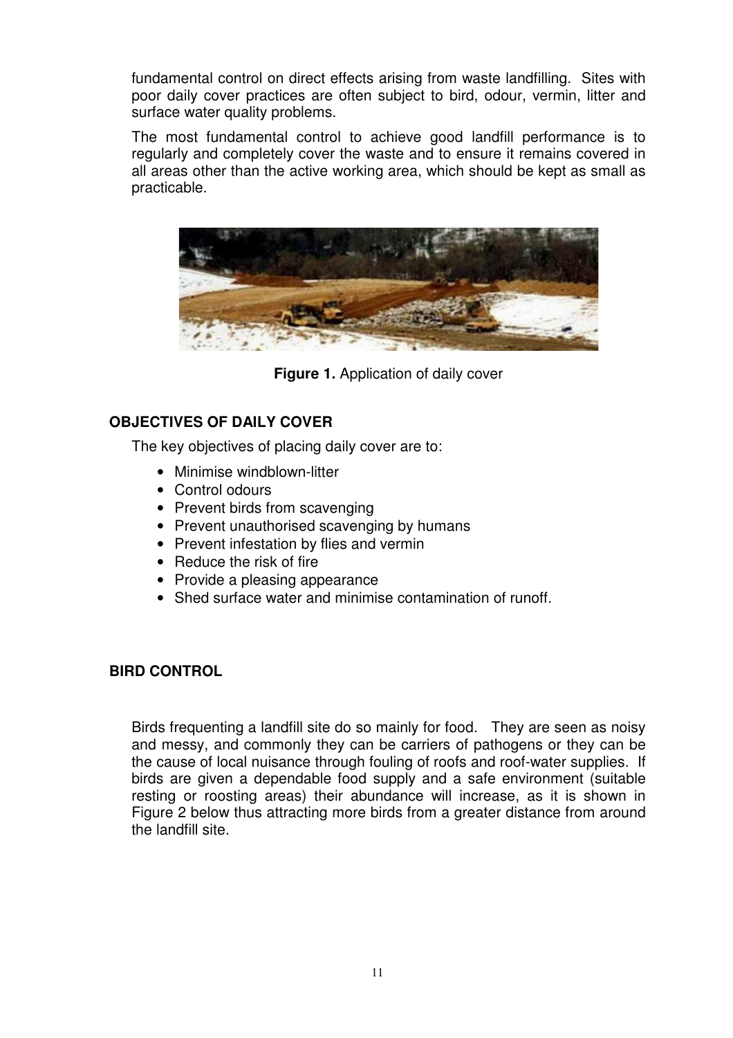fundamental control on direct effects arising from waste landfilling. Sites with poor daily cover practices are often subject to bird, odour, vermin, litter and surface water quality problems.

The most fundamental control to achieve good landfill performance is to regularly and completely cover the waste and to ensure it remains covered in all areas other than the active working area, which should be kept as small as practicable.

**Figure 1.** Application of daily cover

## OBJECTIVES OF DAILY COVER

The key objectives of placing daily cover are to:

- Minimise windblown-litter
- Control odours
- Prevent birds from scavenging
- Prevent unauthorised scavenging by humans
- Prevent infestation by flies and vermin
- Reduce the risk of fire
- Provide a pleasing appearance
- Shed surface water and minimise contamination of runoff.

## BIRD CONTROL

Birds frequenting a landfill site do so mainly for food. They are seen as noisy and messy, and commonly they can be carriers of pathogens or they can be the cause of local nuisance through fouling of roofs and roof-water supplies. If birds are given a dependable food supply and a safe environment (suitable resting or roosting areas) their abundance will increase, as it is shown in Figure 2 below thus attracting more birds from a greater distance from around the landfill site.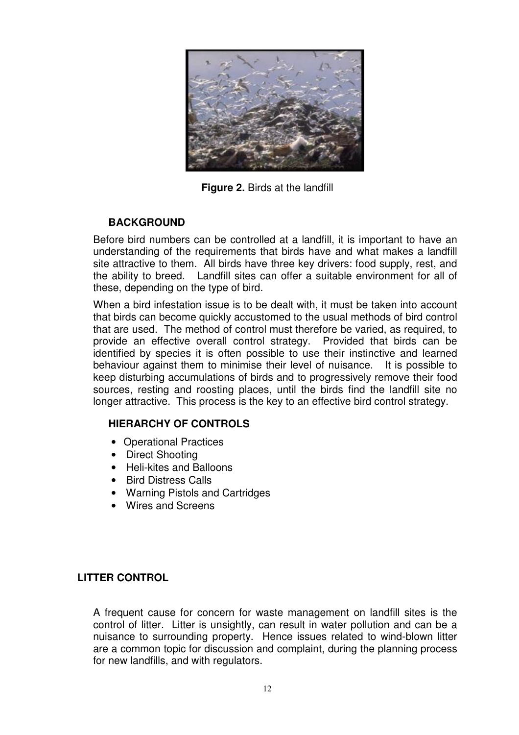**Figure 2.** Birds at the landfill

## BACKGROUND

Before bird numbers can be controlled at a landfill, it is important to have an understanding of the requirements that birds have and what makes a landfill site attractive to them. All birds have three key drivers: food supply, rest, and the ability to breed. Landfill sites can offer a suitable environment for all of these, depending on the type of bird.

When a bird infestation issue is to be dealt with, it must be taken into account that birds can become quickly accustomed to the usual methods of bird control that are used. The method of control must therefore be varied, as required, to provide an effective overall control strategy. Provided that birds can be identified by species it is often possible to use their instinctive and learned behaviour against them to minimise their level of nuisance. It is possible to keep disturbing accumulations of birds and to progressively remove their food sources, resting and roosting places, until the birds find the landfill site no longer attractive. This process is the key to an effective bird control strategy.

## HIERARCHY OF CONTROLS

- Operational Practices
- Direct Shooting
- Heli-kites and Balloons
- Bird Distress Calls
- Warning Pistols and Cartridges
- Wires and Screens

# LITTER CONTROL

A frequent cause for concern for waste management on landfill sites is the control of litter. Litter is unsightly, can result in water pollution and can be a nuisance to surrounding property. Hence issues related to wind-blown litter are a common topic for discussion and complaint, during the planning process for new landfills, and with regulators.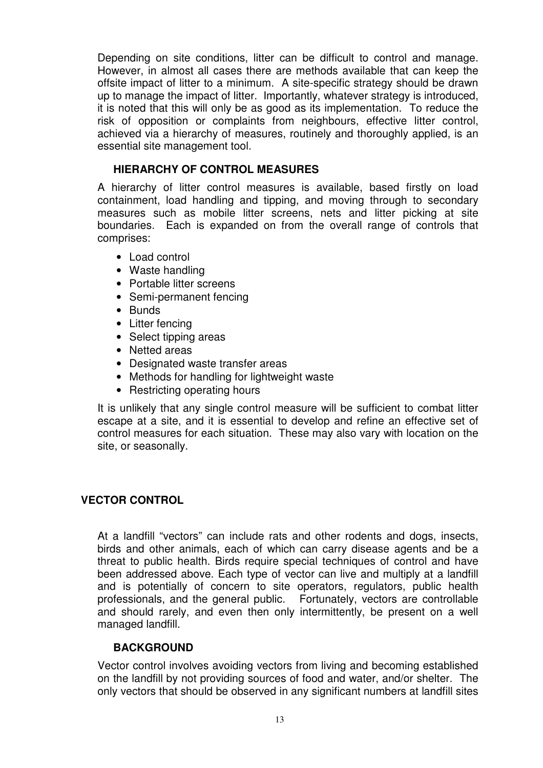Depending on site conditions, litter can be difficult to control and manage. However, in almost all cases there are methods available that can keep the offsite impact of litter to a minimum. A site-specific strategy should be drawn up to manage the impact of litter. Importantly, whatever strategy is introduced, it is noted that this will only be as good as its implementation. To reduce the risk of opposition or complaints from neighbours, effective litter control, achieved via a hierarchy of measures, routinely and thoroughly applied, is an essential site management tool.

### HIERARCHY OF CONTROL MEASURES

A hierarchy of litter control measures is available, based firstly on load containment, load handling and tipping, and moving through to secondary measures such as mobile litter screens, nets and litter picking at site boundaries. Each is expanded on from the overall range of controls that comprises:

- Load control
- Waste handling
- Portable litter screens
- Semi-permanent fencing
- Bunds
- Litter fencing
- Select tipping areas
- Netted areas
- Designated waste transfer areas
- Methods for handling for lightweight waste
- Restricting operating hours

It is unlikely that any single control measure will be sufficient to combat litter escape at a site, and it is essential to develop and refine an effective set of control measures for each situation. These may also vary with location on the site, or seasonally.

## VECTOR CONTROL

At a landfill "vectors" can include rats and other rodents and dogs, insects, birds and other animals, each of which can carry disease agents and be a threat to public health. Birds require special techniques of control and have been addressed above. Each type of vector can live and multiply at a landfill and is potentially of concern to site operators, regulators, public health professionals, and the general public. Fortunately, vectors are controllable and should rarely, and even then only intermittently, be present on a well managed landfill.

### BACKGROUND

Vector control involves avoiding vectors from living and becoming established on the landfill by not providing sources of food and water, and/or shelter. The only vectors that should be observed in any significant numbers at landfill sites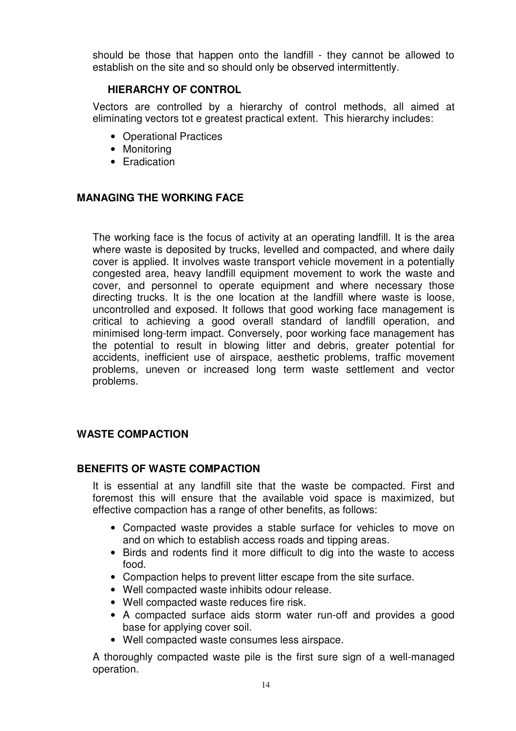should be those that happen onto the landfill - they cannot be allowed to establish on the site and so should only be observed intermittently.

### HIERARCHY OF CONTROL

Vectors are controlled by a hierarchy of control methods, all aimed at eliminating vectors tot e greatest practical extent. This hierarchy includes:

- Operational Practices
- Monitoring
- Eradication

## MANAGING THE WORKING FACE

The working face is the focus of activity at an operating landfill. It is the area where waste is deposited by trucks, levelled and compacted, and where daily cover is applied. It involves waste transport vehicle movement in a potentially congested area, heavy landfill equipment movement to work the waste and cover, and personnel to operate equipment and where necessary those directing trucks. It is the one location at the landfill where waste is loose, uncontrolled and exposed. It follows that good working face management is critical to achieving a good overall standard of landfill operation, and minimised long-term impact. Conversely, poor working face management has the potential to result in blowing litter and debris, greater potential for accidents, inefficient use of airspace, aesthetic problems, traffic movement problems, uneven or increased long term waste settlement and vector problems.

## WASTE COMPACTION

### BENEFITS OF WASTE COMPACTION

It is essential at any landfill site that the waste be compacted. First and foremost this will ensure that the available void space is maximized, but effective compaction has a range of other benefits, as follows:

- Compacted waste provides a stable surface for vehicles to move on and on which to establish access roads and tipping areas.
- Birds and rodents find it more difficult to dig into the waste to access food.
- Compaction helps to prevent litter escape from the site surface.
- Well compacted waste inhibits odour release.
- Well compacted waste reduces fire risk.
- A compacted surface aids storm water run-off and provides a good base for applying cover soil.
- Well compacted waste consumes less airspace.

A thoroughly compacted waste pile is the first sure sign of a well-managed operation.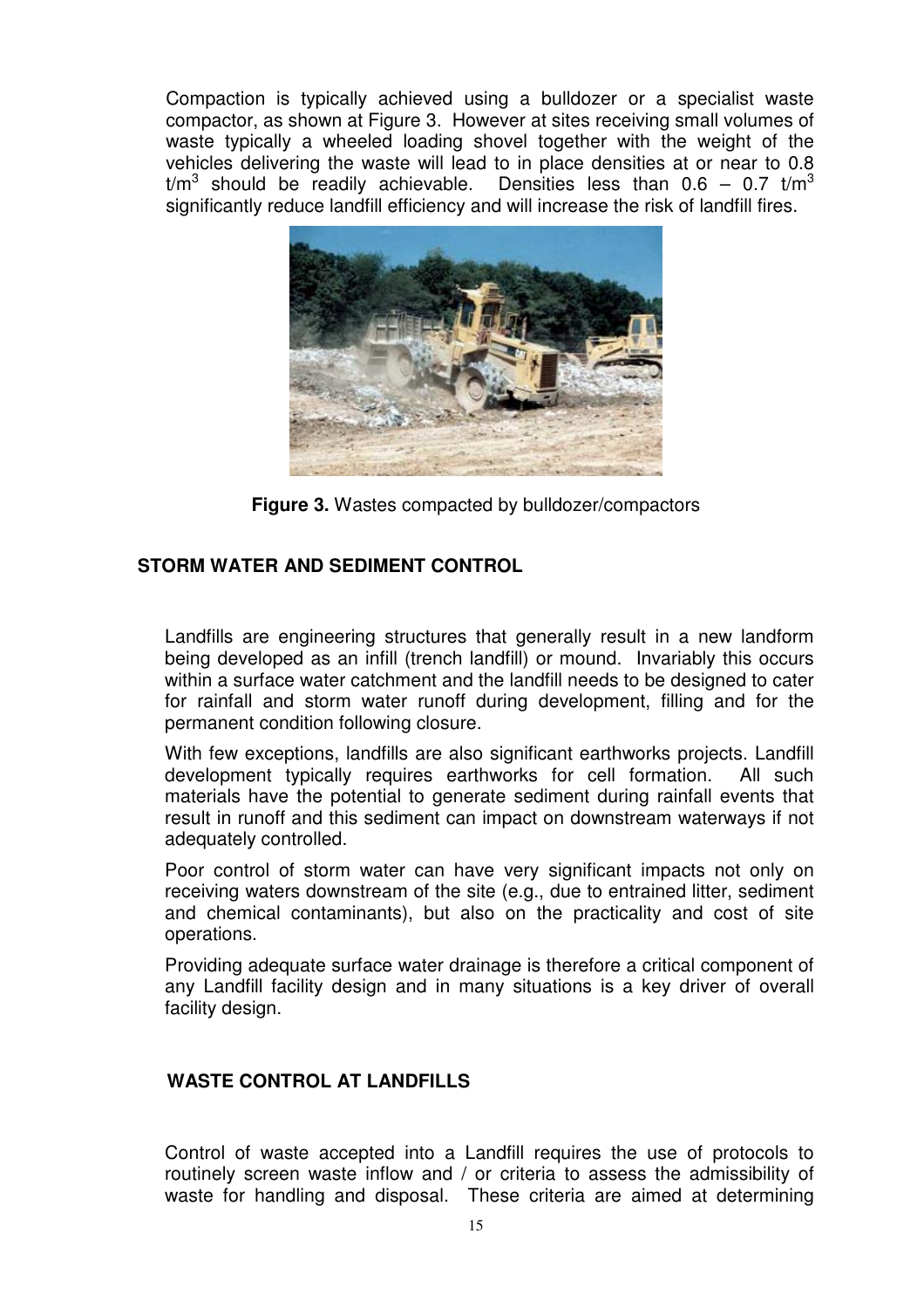Compaction is typically achieved using a bulldozer or a specialist waste compactor, as shown at Figure 3. However at sites receiving small volumes of waste typically a wheeled loading shovel together with the weight of the vehicles delivering the waste will lead to in place densities at or near to 0.8 $t/m^3$ should be readily achievable. Densities less than 0.6 – 0.7 $t/m^3$ significantly reduce landfill efficiency and will increase the risk of landfill fires.

**Figure 3.** Wastes compacted by bulldozer/compactors

## STORM WATER AND SEDIMENT CONTROL

Landfills are engineering structures that generally result in a new landform being developed as an infill (trench landfill) or mound. Invariably this occurs within a surface water catchment and the landfill needs to be designed to cater for rainfall and storm water runoff during development, filling and for the permanent condition following closure.

With few exceptions, landfills are also significant earthworks projects. Landfill development typically requires earthworks for cell formation. All such materials have the potential to generate sediment during rainfall events that result in runoff and this sediment can impact on downstream waterways if not adequately controlled.

Poor control of storm water can have very significant impacts not only on receiving waters downstream of the site (e.g., due to entrained litter, sediment and chemical contaminants), but also on the practicality and cost of site operations.

Providing adequate surface water drainage is therefore a critical component of any Landfill facility design and in many situations is a key driver of overall facility design.

## WASTE CONTROL AT LANDFILLS

Control of waste accepted into a Landfill requires the use of protocols to routinely screen waste inflow and / or criteria to assess the admissibility of waste for handling and disposal. These criteria are aimed at determining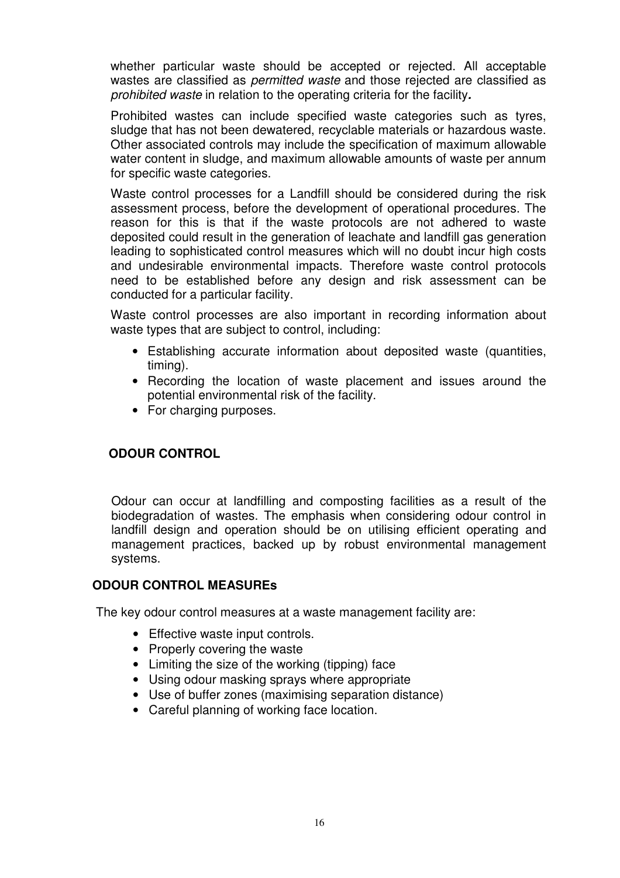whether particular waste should be accepted or rejected. All acceptable wastes are classified as *permitted waste* and those rejected are classified as *prohibited waste* in relation to the operating criteria for the facility**.**

Prohibited wastes can include specified waste categories such as tyres, sludge that has not been dewatered, recyclable materials or hazardous waste. Other associated controls may include the specification of maximum allowable water content in sludge, and maximum allowable amounts of waste per annum for specific waste categories.

Waste control processes for a Landfill should be considered during the risk assessment process, before the development of operational procedures. The reason for this is that if the waste protocols are not adhered to waste deposited could result in the generation of leachate and landfill gas generation leading to sophisticated control measures which will no doubt incur high costs and undesirable environmental impacts. Therefore waste control protocols need to be established before any design and risk assessment can be conducted for a particular facility.

Waste control processes are also important in recording information about waste types that are subject to control, including:

- Establishing accurate information about deposited waste (quantities, timing).
- Recording the location of waste placement and issues around the potential environmental risk of the facility.
- For charging purposes.

## ODOUR CONTROL

Odour can occur at landfilling and composting facilities as a result of the biodegradation of wastes. The emphasis when considering odour control in landfill design and operation should be on utilising efficient operating and management practices, backed up by robust environmental management systems.

### ODOUR CONTROL MEASUREs

The key odour control measures at a waste management facility are:

- Effective waste input controls.
- Properly covering the waste
- Limiting the size of the working (tipping) face
- Using odour masking sprays where appropriate
- Use of buffer zones (maximising separation distance)
- Careful planning of working face location.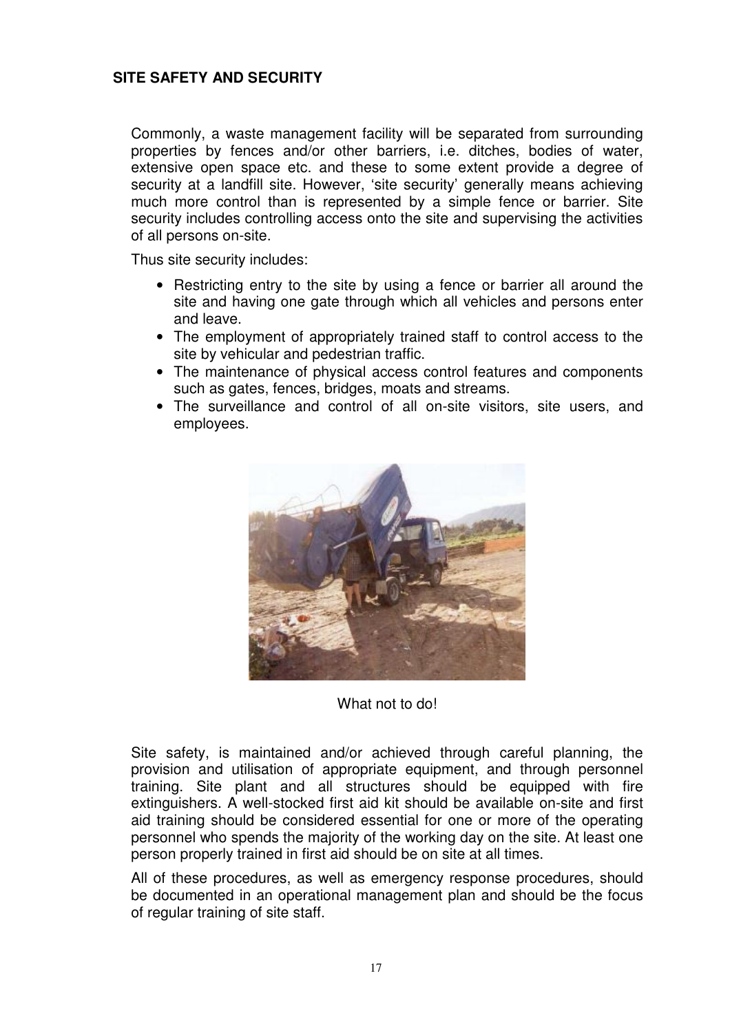## SITE SAFETY AND SECURITY

Commonly, a waste management facility will be separated from surrounding properties by fences and/or other barriers, i.e. ditches, bodies of water, extensive open space etc. and these to some extent provide a degree of security at a landfill site. However, 'site security' generally means achieving much more control than is represented by a simple fence or barrier. Site security includes controlling access onto the site and supervising the activities of all persons on-site.

Thus site security includes:

- Restricting entry to the site by using a fence or barrier all around the site and having one gate through which all vehicles and persons enter and leave.
- The employment of appropriately trained staff to control access to the site by vehicular and pedestrian traffic.
- The maintenance of physical access control features and components such as gates, fences, bridges, moats and streams.
- The surveillance and control of all on-site visitors, site users, and employees.

What not to do!

Site safety, is maintained and/or achieved through careful planning, the provision and utilisation of appropriate equipment, and through personnel training. Site plant and all structures should be equipped with fire extinguishers. A well-stocked first aid kit should be available on-site and first aid training should be considered essential for one or more of the operating personnel who spends the majority of the working day on the site. At least one person properly trained in first aid should be on site at all times.

All of these procedures, as well as emergency response procedures, should be documented in an operational management plan and should be the focus of regular training of site staff.